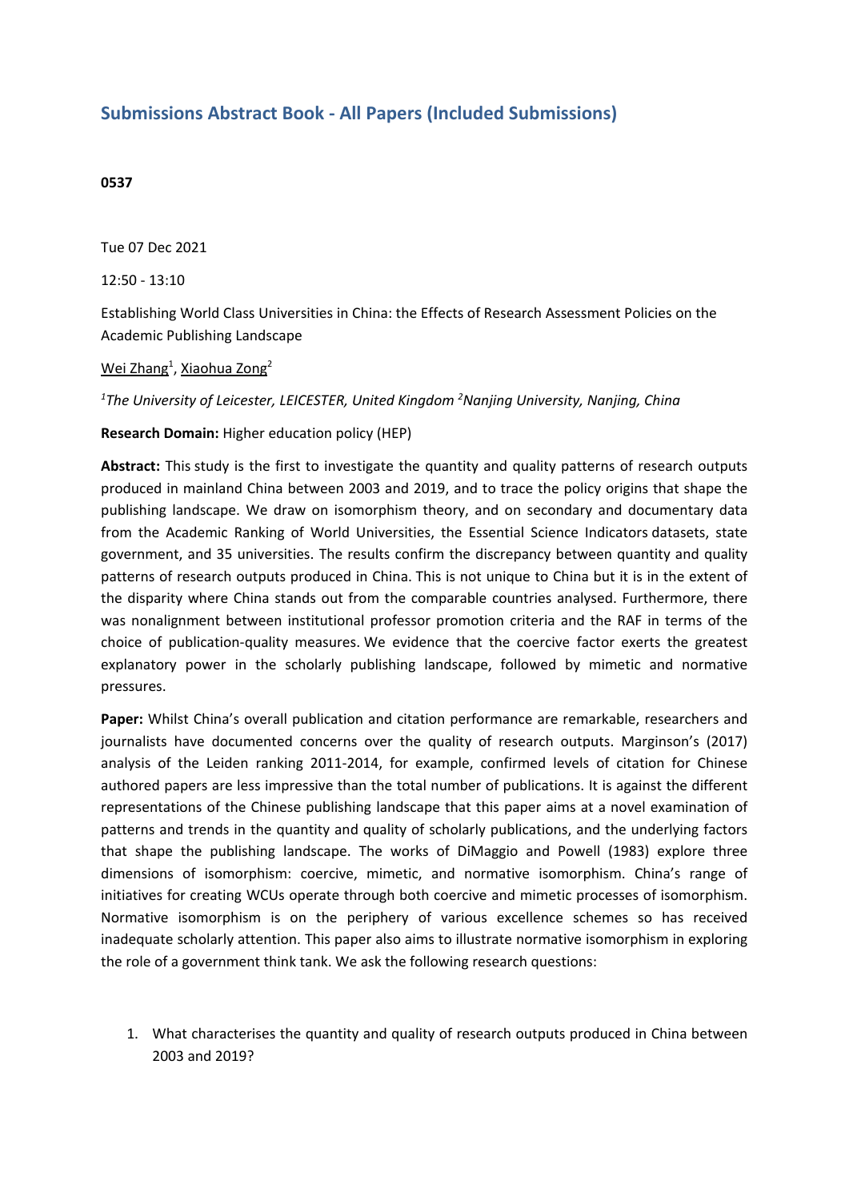## Submissions Abstract Book - All Papers (Included Submissions)

**0537**

Tue 07 Dec 2021

12:50 - 13:10

Establishing World Class Universities in China: the Effects of Research Assessment Policies on the Academic Publishing Landscape

Wei Zhang[1], Xiaohua Zong[2]

*[1]The University of Leicester, LEICESTER, United Kingdom [2]Nanjing University, Nanjing, China*

**Research Domain:** Higher education policy (HEP)

**Abstract:** This study is the first to investigate the quantity and quality patterns of research outputs produced in mainland China between 2003 and 2019, and to trace the policy origins that shape the publishing landscape. We draw on isomorphism theory, and on secondary and documentary data from the Academic Ranking of World Universities, the Essential Science Indicators datasets, state government, and 35 universities. The results confirm the discrepancy between quantity and quality patterns of research outputs produced in China. This is not unique to China but it is in the extent of the disparity where China stands out from the comparable countries analysed. Furthermore, there was nonalignment between institutional professor promotion criteria and the RAF in terms of the choice of publication-quality measures. We evidence that the coercive factor exerts the greatest explanatory power in the scholarly publishing landscape, followed by mimetic and normative pressures.

**Paper:** Whilst China's overall publication and citation performance are remarkable, researchers and journalists have documented concerns over the quality of research outputs. Marginson's (2017) analysis of the Leiden ranking 2011-2014, for example, confirmed levels of citation for Chinese authored papers are less impressive than the total number of publications. It is against the different representations of the Chinese publishing landscape that this paper aims at a novel examination of patterns and trends in the quantity and quality of scholarly publications, and the underlying factors that shape the publishing landscape. The works of DiMaggio and Powell (1983) explore three dimensions of isomorphism: coercive, mimetic, and normative isomorphism. China's range of initiatives for creating WCUs operate through both coercive and mimetic processes of isomorphism. Normative isomorphism is on the periphery of various excellence schemes so has received inadequate scholarly attention. This paper also aims to illustrate normative isomorphism in exploring the role of a government think tank. We ask the following research questions:

1. What characterises the quantity and quality of research outputs produced in China between 2003 and 2019?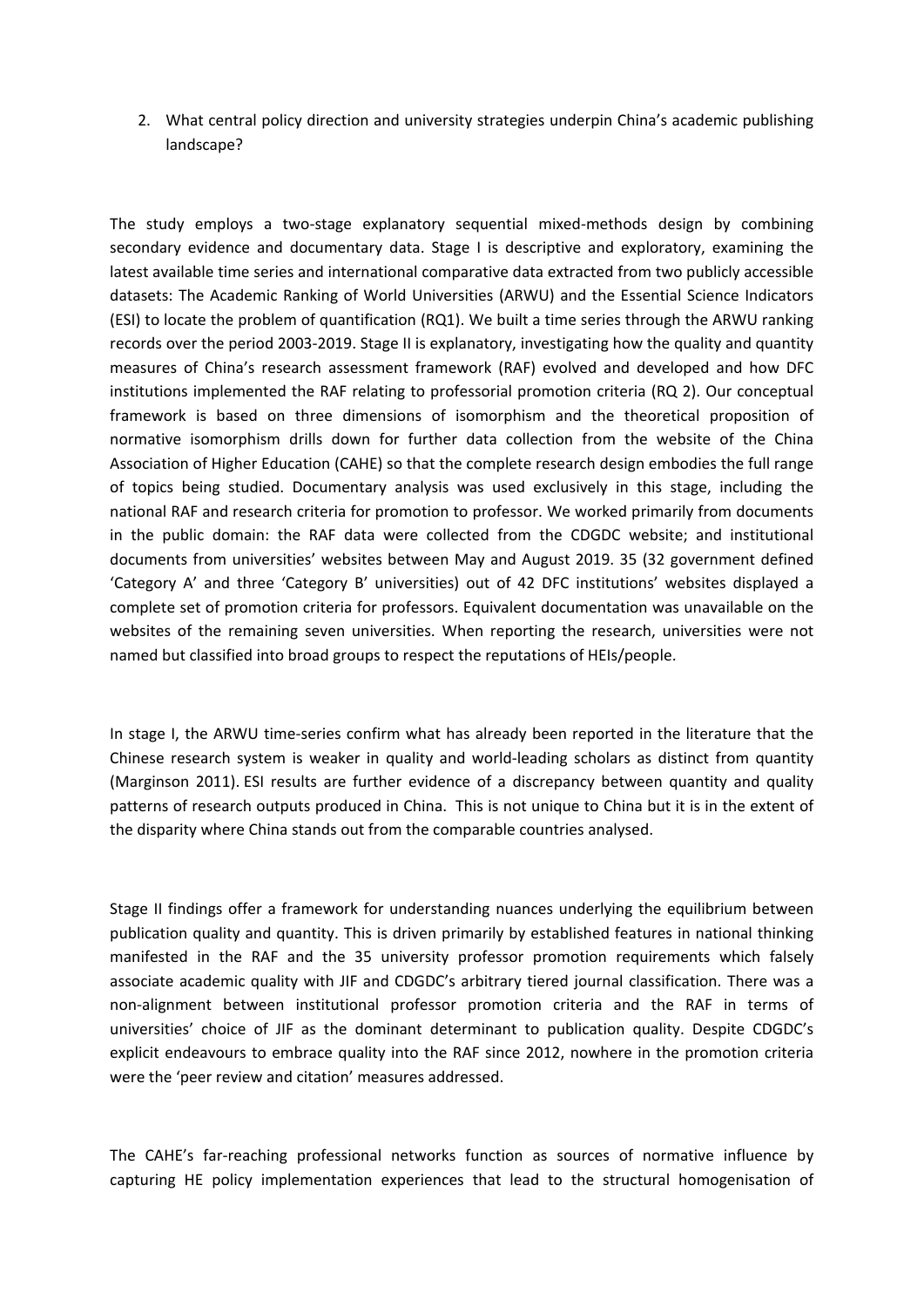2. What central policy direction and university strategies underpin China's academic publishing landscape?

The study employs a two-stage explanatory sequential mixed-methods design by combining secondary evidence and documentary data. Stage I is descriptive and exploratory, examining the latest available time series and international comparative data extracted from two publicly accessible datasets: The Academic Ranking of World Universities (ARWU) and the Essential Science Indicators (ESI) to locate the problem of quantification (RQ1). We built a time series through the ARWU ranking records over the period 2003-2019. Stage II is explanatory, investigating how the quality and quantity measures of China's research assessment framework (RAF) evolved and developed and how DFC institutions implemented the RAF relating to professorial promotion criteria (RQ 2). Our conceptual framework is based on three dimensions of isomorphism and the theoretical proposition of normative isomorphism drills down for further data collection from the website of the China Association of Higher Education (CAHE) so that the complete research design embodies the full range of topics being studied. Documentary analysis was used exclusively in this stage, including the national RAF and research criteria for promotion to professor. We worked primarily from documents in the public domain: the RAF data were collected from the CDGDC website; and institutional documents from universities' websites between May and August 2019. 35 (32 government defined 'Category A' and three 'Category B' universities) out of 42 DFC institutions' websites displayed a complete set of promotion criteria for professors. Equivalent documentation was unavailable on the websites of the remaining seven universities. When reporting the research, universities were not named but classified into broad groups to respect the reputations of HEIs/people.

In stage I, the ARWU time-series confirm what has already been reported in the literature that the Chinese research system is weaker in quality and world-leading scholars as distinct from quantity (Marginson 2011). ESI results are further evidence of a discrepancy between quantity and quality patterns of research outputs produced in China. This is not unique to China but it is in the extent of the disparity where China stands out from the comparable countries analysed.

Stage II findings offer a framework for understanding nuances underlying the equilibrium between publication quality and quantity. This is driven primarily by established features in national thinking manifested in the RAF and the 35 university professor promotion requirements which falsely associate academic quality with JIF and CDGDC's arbitrary tiered journal classification. There was a non-alignment between institutional professor promotion criteria and the RAF in terms of universities' choice of JIF as the dominant determinant to publication quality. Despite CDGDC's explicit endeavours to embrace quality into the RAF since 2012, nowhere in the promotion criteria were the 'peer review and citation' measures addressed.

The CAHE's far-reaching professional networks function as sources of normative influence by capturing HE policy implementation experiences that lead to the structural homogenisation of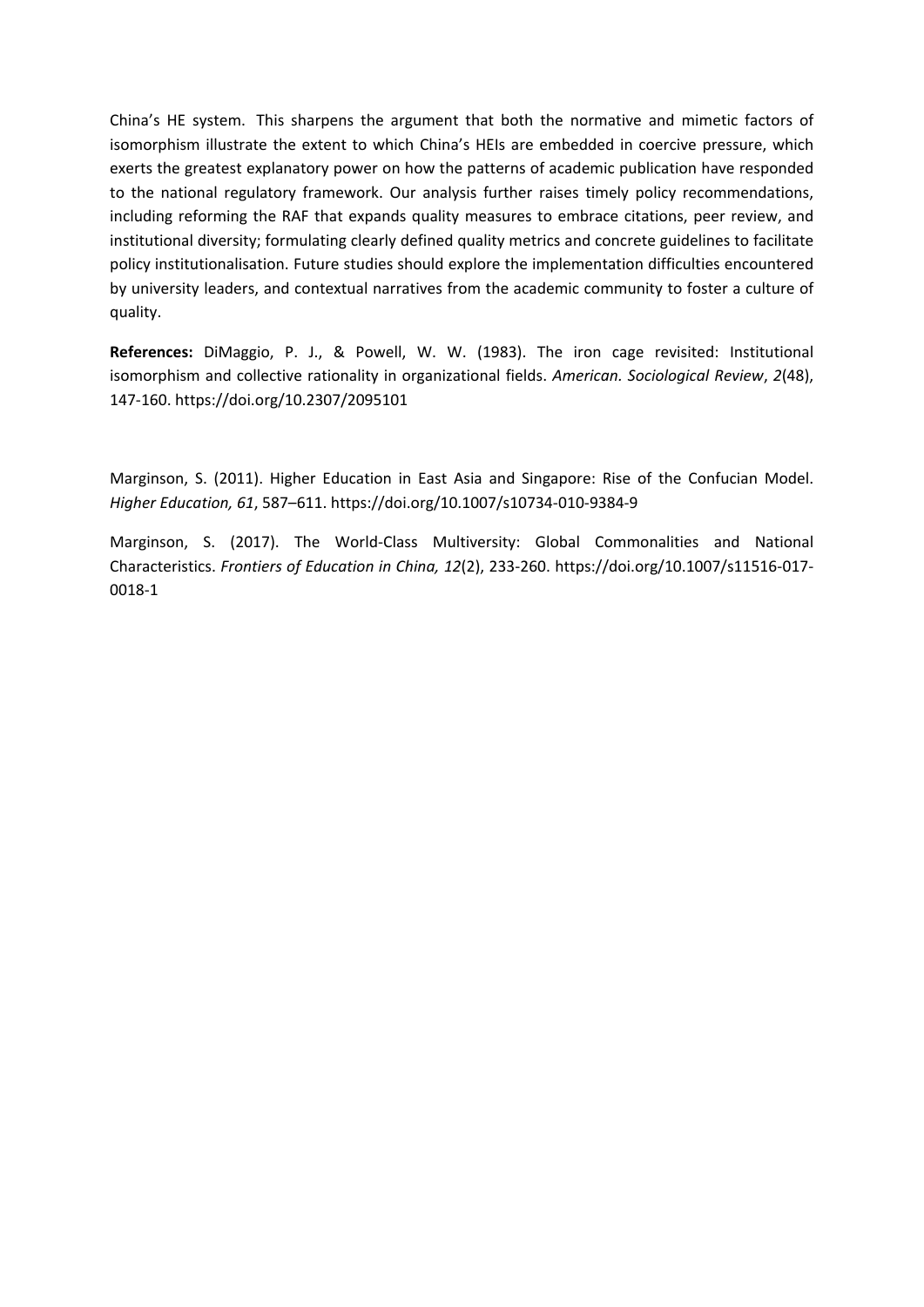China's HE system. This sharpens the argument that both the normative and mimetic factors of isomorphism illustrate the extent to which China's HEIs are embedded in coercive pressure, which exerts the greatest explanatory power on how the patterns of academic publication have responded to the national regulatory framework. Our analysis further raises timely policy recommendations, including reforming the RAF that expands quality measures to embrace citations, peer review, and institutional diversity; formulating clearly defined quality metrics and concrete guidelines to facilitate policy institutionalisation. Future studies should explore the implementation difficulties encountered by university leaders, and contextual narratives from the academic community to foster a culture of quality.

**References:** DiMaggio, P. J., & Powell, W. W. (1983). The iron cage revisited: Institutional isomorphism and collective rationality in organizational fields. *American. Sociological Review*, *2*(48), 147-160. https://doi.org/10.2307/2095101

Marginson, S. (2011). Higher Education in East Asia and Singapore: Rise of the Confucian Model. *Higher Education, 61*, 587–611. https://doi.org/10.1007/s10734-010-9384-9

Marginson, S. (2017). The World-Class Multiversity: Global Commonalities and National Characteristics. *Frontiers of Education in China, 12*(2), 233-260. https://doi.org/10.1007/s11516-017-0018-1